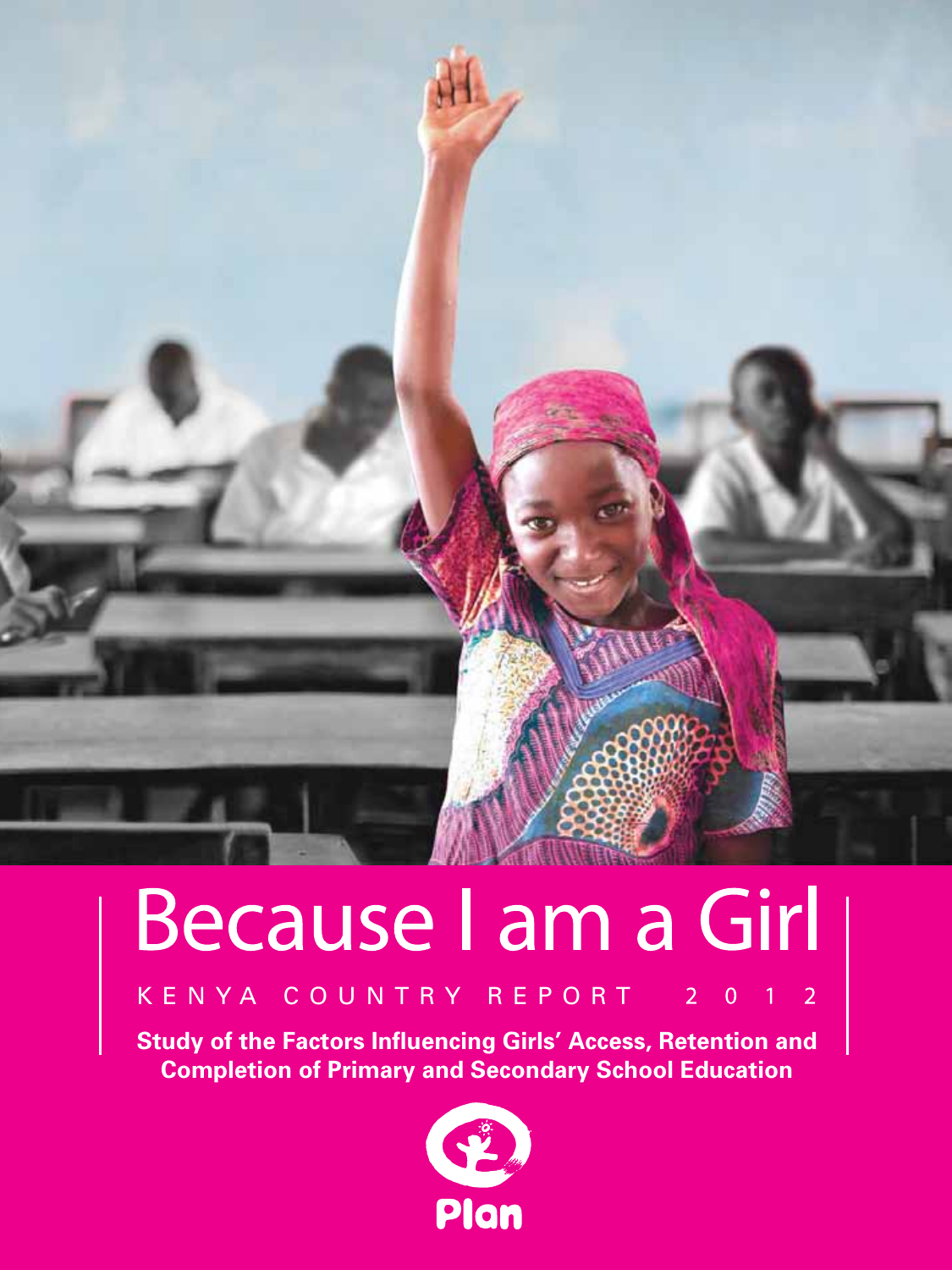# Because I am a Girl

KENYA COUNTRY REPORT 2012

**Study of the Factors Influencing Girls' Access, Retention and Completion of Primary and Secondary School Education**

Plan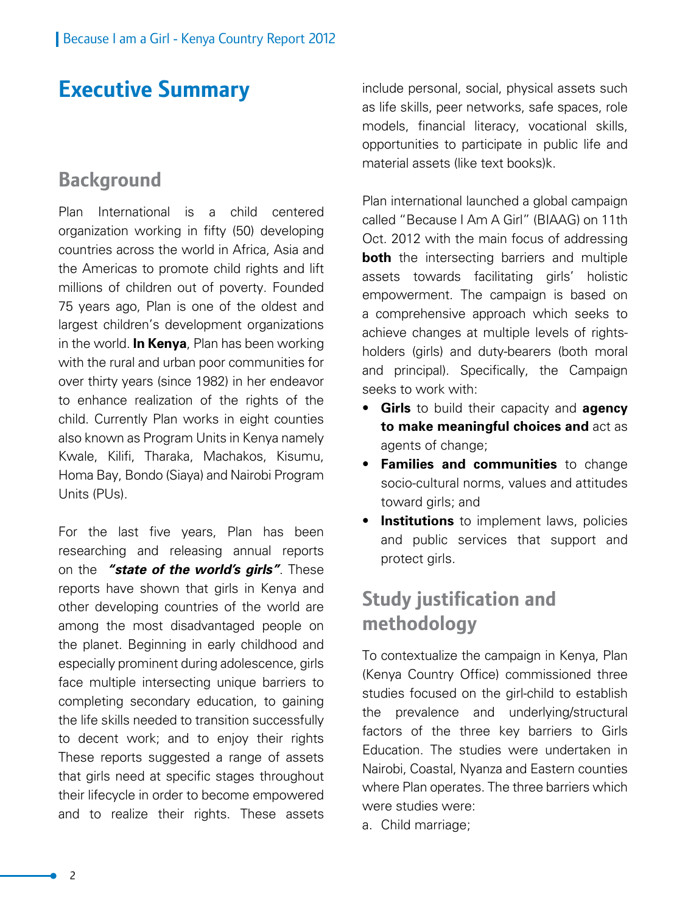# Executive Summary

## Background

Plan International is a child centered organization working in fifty (50) developing countries across the world in Africa, Asia and the Americas to promote child rights and lift millions of children out of poverty. Founded 75 years ago, Plan is one of the oldest and largest children's development organizations in the world. **In Kenya**, Plan has been working with the rural and urban poor communities for over thirty years (since 1982) in her endeavor to enhance realization of the rights of the child. Currently Plan works in eight counties also known as Program Units in Kenya namely Kwale, Kilifi, Tharaka, Machakos, Kisumu, Homa Bay, Bondo (Siaya) and Nairobi Program Units (PUs).

For the last five years, Plan has been researching and releasing annual reports on the ***"state of the world's girls"***. These reports have shown that girls in Kenya and other developing countries of the world are among the most disadvantaged people on the planet. Beginning in early childhood and especially prominent during adolescence, girls face multiple intersecting unique barriers to completing secondary education, to gaining the life skills needed to transition successfully to decent work; and to enjoy their rights These reports suggested a range of assets that girls need at specific stages throughout their lifecycle in order to become empowered and to realize their rights. These assets include personal, social, physical assets such as life skills, peer networks, safe spaces, role models, financial literacy, vocational skills, opportunities to participate in public life and material assets (like text books)k.

Plan international launched a global campaign called "Because I Am A Girl" (BIAAG) on 11th Oct. 2012 with the main focus of addressing **both** the intersecting barriers and multiple assets towards facilitating girls' holistic empowerment. The campaign is based on a comprehensive approach which seeks to achieve changes at multiple levels of rights-holders (girls) and duty-bearers (both moral and principal). Specifically, the Campaign seeks to work with:

- **Girls** to build their capacity and **agency to make meaningful choices and** act as agents of change;
- **Families and communities** to change socio-cultural norms, values and attitudes toward girls; and
- **Institutions** to implement laws, policies and public services that support and protect girls.

## Study justification and methodology

To contextualize the campaign in Kenya, Plan (Kenya Country Office) commissioned three studies focused on the girl-child to establish the prevalence and underlying/structural factors of the three key barriers to Girls Education. The studies were undertaken in Nairobi, Coastal, Nyanza and Eastern counties where Plan operates. The three barriers which were studies were:

a. Child marriage;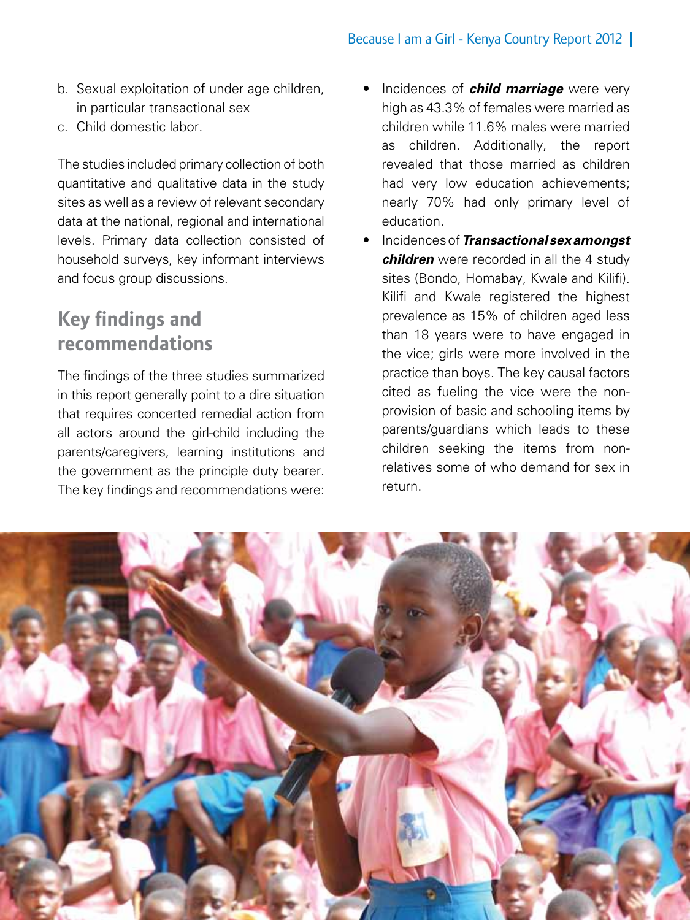b. Sexual exploitation of under age children, in particular transactional sex
c. Child domestic labor.

The studies included primary collection of both quantitative and qualitative data in the study sites as well as a review of relevant secondary data at the national, regional and international levels. Primary data collection consisted of household surveys, key informant interviews and focus group discussions.

## Key findings and recommendations

The findings of the three studies summarized in this report generally point to a dire situation that requires concerted remedial action from all actors around the girl-child including the parents/caregivers, learning institutions and the government as the principle duty bearer. The key findings and recommendations were:

- Incidences of ***child marriage*** were very high as 43.3% of females were married as children while 11.6% males were married as children. Additionally, the report revealed that those married as children had very low education achievements; nearly 70% had only primary level of education.
- Incidences of ***Transactional sex amongst children*** were recorded in all the 4 study sites (Bondo, Homabay, Kwale and Kilifi). Kilifi and Kwale registered the highest prevalence as 15% of children aged less than 18 years were to have engaged in the vice; girls were more involved in the practice than boys. The key causal factors cited as fueling the vice were the non-provision of basic and schooling items by parents/guardians which leads to these children seeking the items from non-relatives some of who demand for sex in return.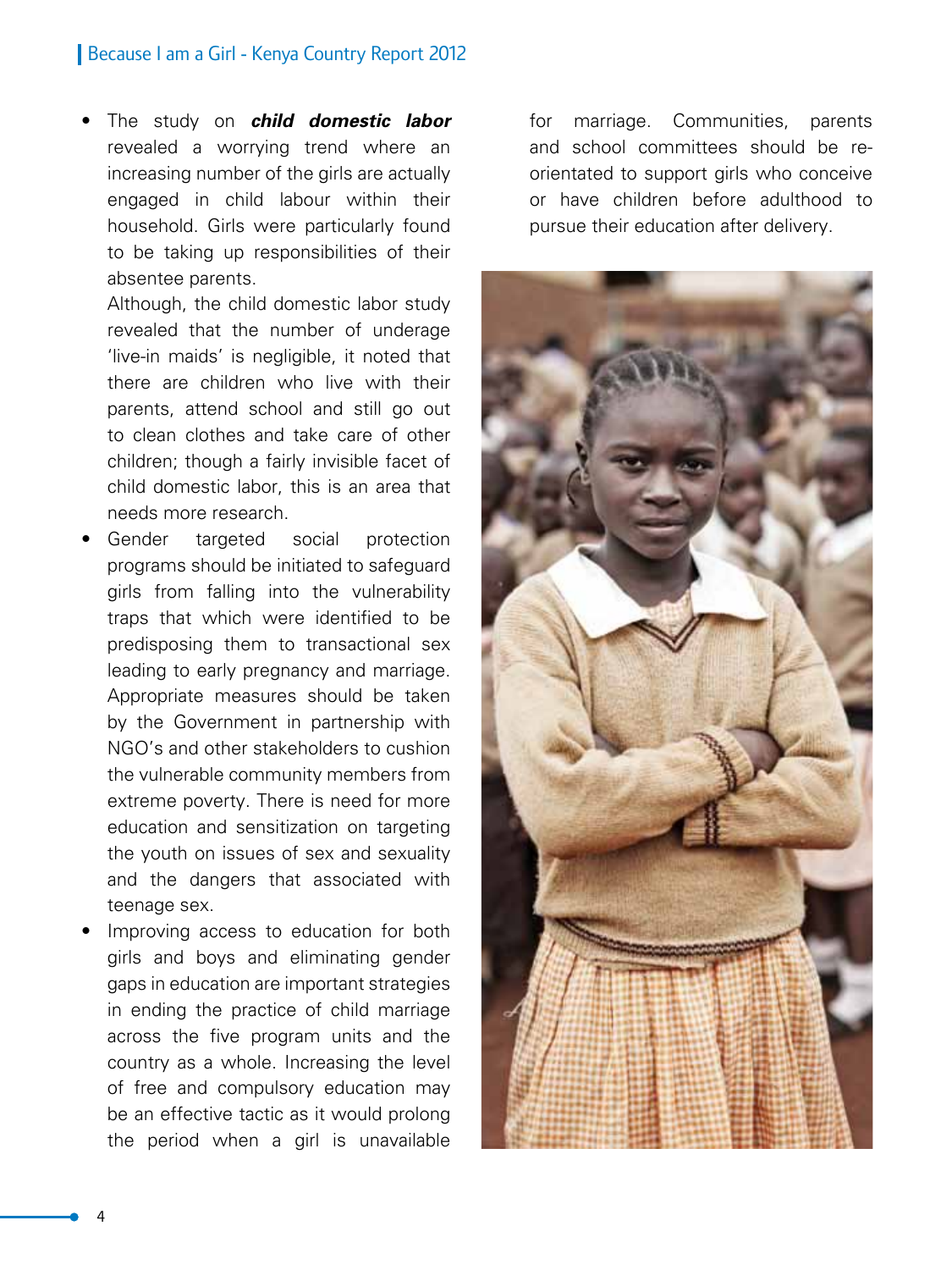- The study on ***child domestic labor*** revealed a worrying trend where an increasing number of the girls are actually engaged in child labour within their household. Girls were particularly found to be taking up responsibilities of their absentee parents.

  Although, the child domestic labor study revealed that the number of underage 'live-in maids' is negligible, it noted that there are children who live with their parents, attend school and still go out to clean clothes and take care of other children; though a fairly invisible facet of child domestic labor, this is an area that needs more research.
- Gender targeted social protection programs should be initiated to safeguard girls from falling into the vulnerability traps that which were identified to be predisposing them to transactional sex leading to early pregnancy and marriage. Appropriate measures should be taken by the Government in partnership with NGO's and other stakeholders to cushion the vulnerable community members from extreme poverty. There is need for more education and sensitization on targeting the youth on issues of sex and sexuality and the dangers that associated with teenage sex.
- Improving access to education for both girls and boys and eliminating gender gaps in education are important strategies in ending the practice of child marriage across the five program units and the country as a whole. Increasing the level of free and compulsory education may be an effective tactic as it would prolong the period when a girl is unavailable for marriage. Communities, parents and school committees should be re-orientated to support girls who conceive or have children before adulthood to pursue their education after delivery.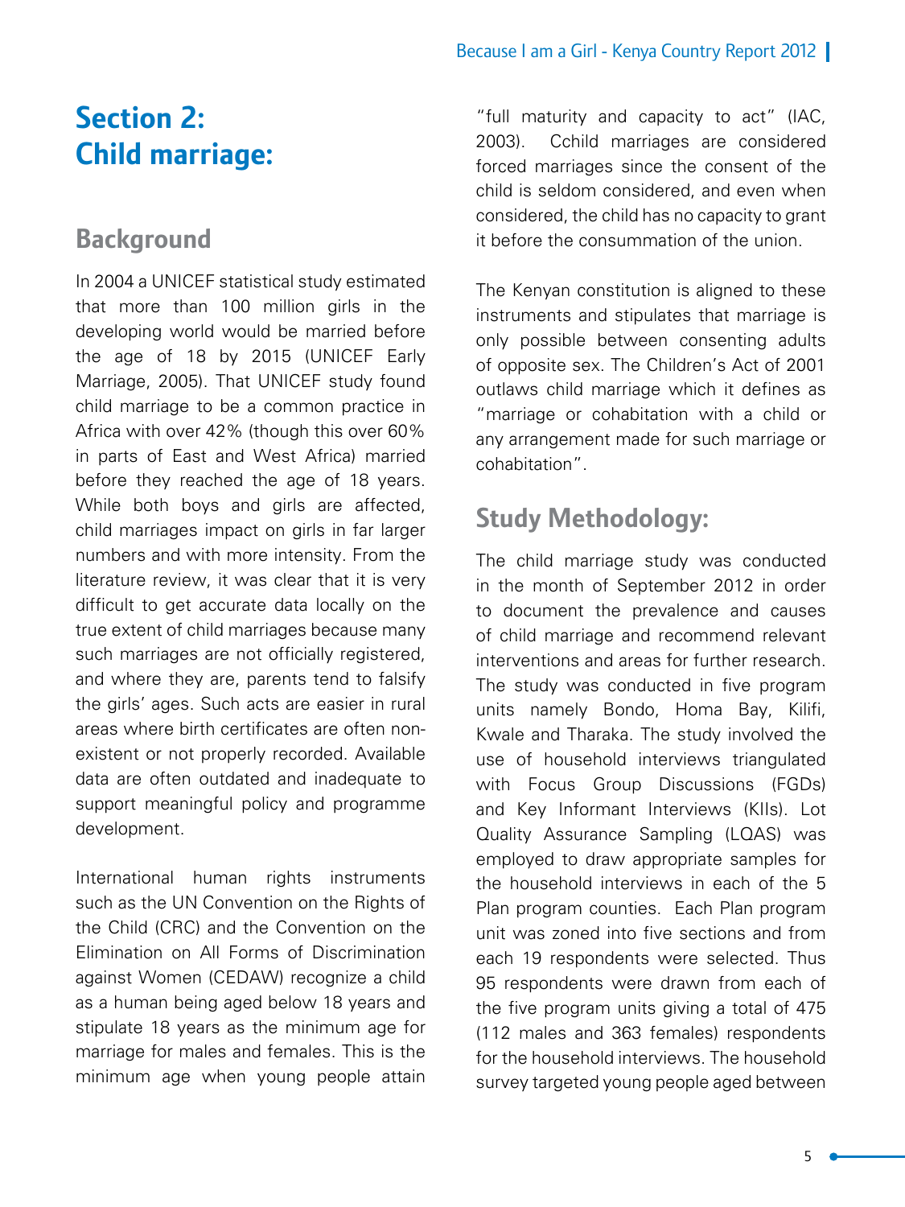# Section 2: Child marriage:

## Background

In 2004 a UNICEF statistical study estimated that more than 100 million girls in the developing world would be married before the age of 18 by 2015 (UNICEF Early Marriage, 2005). That UNICEF study found child marriage to be a common practice in Africa with over 42% (though this over 60% in parts of East and West Africa) married before they reached the age of 18 years. While both boys and girls are affected, child marriages impact on girls in far larger numbers and with more intensity. From the literature review, it was clear that it is very difficult to get accurate data locally on the true extent of child marriages because many such marriages are not officially registered, and where they are, parents tend to falsify the girls' ages. Such acts are easier in rural areas where birth certificates are often non-existent or not properly recorded. Available data are often outdated and inadequate to support meaningful policy and programme development.

International human rights instruments such as the UN Convention on the Rights of the Child (CRC) and the Convention on the Elimination on All Forms of Discrimination against Women (CEDAW) recognize a child as a human being aged below 18 years and stipulate 18 years as the minimum age for marriage for males and females. This is the minimum age when young people attain "full maturity and capacity to act" (IAC, 2003). Cchild marriages are considered forced marriages since the consent of the child is seldom considered, and even when considered, the child has no capacity to grant it before the consummation of the union.

The Kenyan constitution is aligned to these instruments and stipulates that marriage is only possible between consenting adults of opposite sex. The Children's Act of 2001 outlaws child marriage which it defines as "marriage or cohabitation with a child or any arrangement made for such marriage or cohabitation".

## Study Methodology:

The child marriage study was conducted in the month of September 2012 in order to document the prevalence and causes of child marriage and recommend relevant interventions and areas for further research. The study was conducted in five program units namely Bondo, Homa Bay, Kilifi, Kwale and Tharaka. The study involved the use of household interviews triangulated with Focus Group Discussions (FGDs) and Key Informant Interviews (KIIs). Lot Quality Assurance Sampling (LQAS) was employed to draw appropriate samples for the household interviews in each of the 5 Plan program counties. Each Plan program unit was zoned into five sections and from each 19 respondents were selected. Thus 95 respondents were drawn from each of the five program units giving a total of 475 (112 males and 363 females) respondents for the household interviews. The household survey targeted young people aged between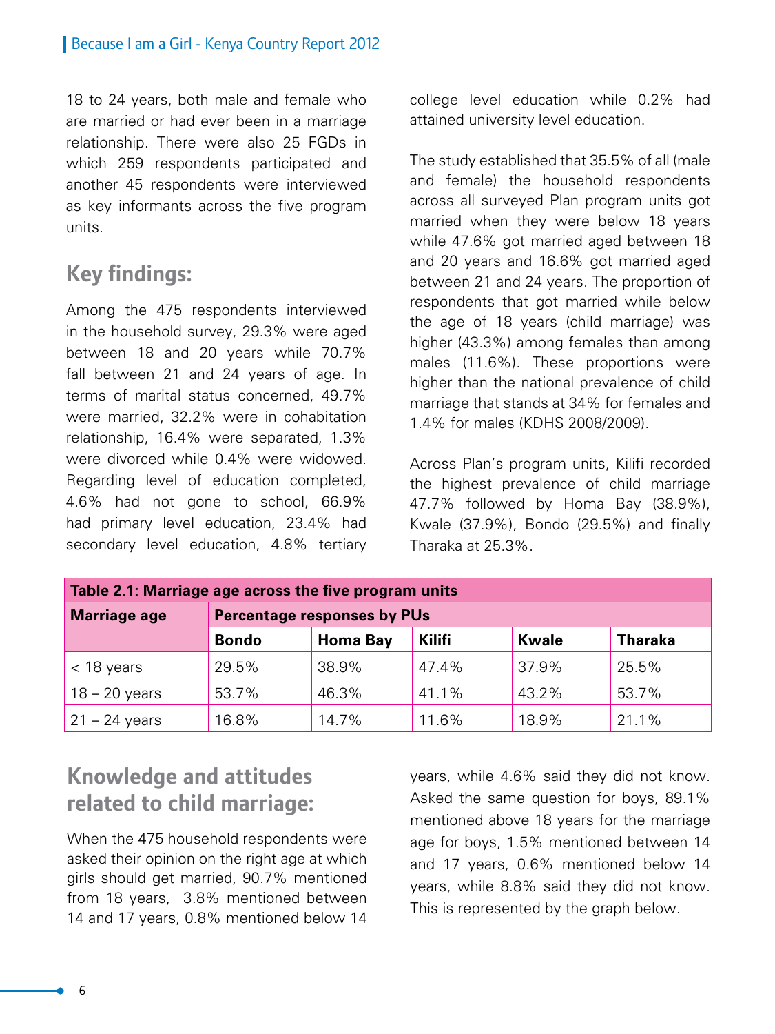18 to 24 years, both male and female who are married or had ever been in a marriage relationship. There were also 25 FGDs in which 259 respondents participated and another 45 respondents were interviewed as key informants across the five program units.

## Key findings:

Among the 475 respondents interviewed in the household survey, 29.3% were aged between 18 and 20 years while 70.7% fall between 21 and 24 years of age. In terms of marital status concerned, 49.7% were married, 32.2% were in cohabitation relationship, 16.4% were separated, 1.3% were divorced while 0.4% were widowed. Regarding level of education completed, 4.6% had not gone to school, 66.9% had primary level education, 23.4% had secondary level education, 4.8% tertiary college level education while 0.2% had attained university level education.

The study established that 35.5% of all (male and female) the household respondents across all surveyed Plan program units got married when they were below 18 years while 47.6% got married aged between 18 and 20 years and 16.6% got married aged between 21 and 24 years. The proportion of respondents that got married while below the age of 18 years (child marriage) was higher (43.3%) among females than among males (11.6%). These proportions were higher than the national prevalence of child marriage that stands at 34% for females and 1.4% for males (KDHS 2008/2009).

Across Plan's program units, Kilifi recorded the highest prevalence of child marriage 47.7% followed by Homa Bay (38.9%), Kwale (37.9%), Bondo (29.5%) and finally Tharaka at 25.3%.

**Table 2.1: Marriage age across the five program units**

| Marriage age | Percentage responses by PUs | | | | |
|---|---|---|---|---|---|
| | Bondo | Homa Bay | Kilifi | Kwale | Tharaka |
| < 18 years | 29.5% | 38.9% | 47.4% | 37.9% | 25.5% |
| 18 – 20 years | 53.7% | 46.3% | 41.1% | 43.2% | 53.7% |
| 21 – 24 years | 16.8% | 14.7% | 11.6% | 18.9% | 21.1% |

## Knowledge and attitudes related to child marriage:

When the 475 household respondents were asked their opinion on the right age at which girls should get married, 90.7% mentioned from 18 years, 3.8% mentioned between 14 and 17 years, 0.8% mentioned below 14 years, while 4.6% said they did not know. Asked the same question for boys, 89.1% mentioned above 18 years for the marriage age for boys, 1.5% mentioned between 14 and 17 years, 0.6% mentioned below 14 years, while 8.8% said they did not know. This is represented by the graph below.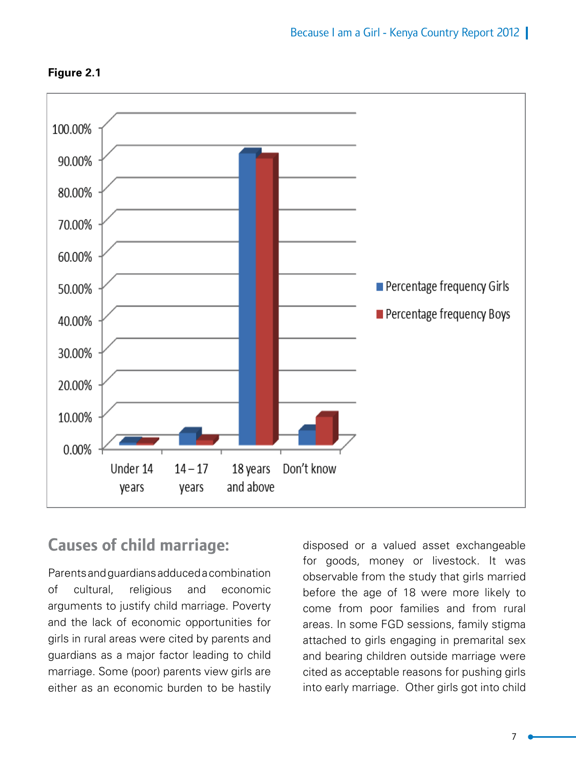**Figure 2.1**

## Causes of child marriage:

Parents and guardians adduced a combination of cultural, religious and economic arguments to justify child marriage. Poverty and the lack of economic opportunities for girls in rural areas were cited by parents and guardians as a major factor leading to child marriage. Some (poor) parents view girls are either as an economic burden to be hastily disposed or a valued asset exchangeable for goods, money or livestock. It was observable from the study that girls married before the age of 18 were more likely to come from poor families and from rural areas. In some FGD sessions, family stigma attached to girls engaging in premarital sex and bearing children outside marriage were cited as acceptable reasons for pushing girls into early marriage. Other girls got into child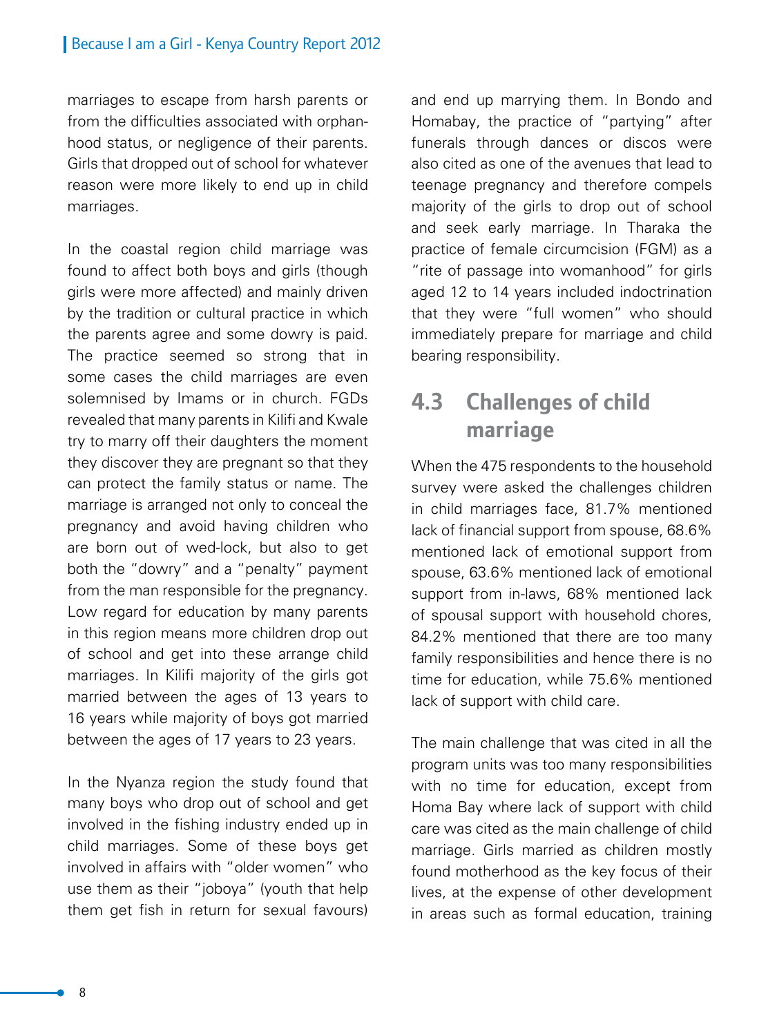marriages to escape from harsh parents or from the difficulties associated with orphanhood status, or negligence of their parents. Girls that dropped out of school for whatever reason were more likely to end up in child marriages.

In the coastal region child marriage was found to affect both boys and girls (though girls were more affected) and mainly driven by the tradition or cultural practice in which the parents agree and some dowry is paid. The practice seemed so strong that in some cases the child marriages are even solemnised by Imams or in church. FGDs revealed that many parents in Kilifi and Kwale try to marry off their daughters the moment they discover they are pregnant so that they can protect the family status or name. The marriage is arranged not only to conceal the pregnancy and avoid having children who are born out of wed-lock, but also to get both the "dowry" and a "penalty" payment from the man responsible for the pregnancy. Low regard for education by many parents in this region means more children drop out of school and get into these arrange child marriages. In Kilifi majority of the girls got married between the ages of 13 years to 16 years while majority of boys got married between the ages of 17 years to 23 years.

In the Nyanza region the study found that many boys who drop out of school and get involved in the fishing industry ended up in child marriages. Some of these boys get involved in affairs with "older women" who use them as their "joboya" (youth that help them get fish in return for sexual favours) and end up marrying them. In Bondo and Homabay, the practice of "partying" after funerals through dances or discos were also cited as one of the avenues that lead to teenage pregnancy and therefore compels majority of the girls to drop out of school and seek early marriage. In Tharaka the practice of female circumcision (FGM) as a "rite of passage into womanhood" for girls aged 12 to 14 years included indoctrination that they were "full women" who should immediately prepare for marriage and child bearing responsibility.

## 4.3 Challenges of child marriage

When the 475 respondents to the household survey were asked the challenges children in child marriages face, 81.7% mentioned lack of financial support from spouse, 68.6% mentioned lack of emotional support from spouse, 63.6% mentioned lack of emotional support from in-laws, 68% mentioned lack of spousal support with household chores, 84.2% mentioned that there are too many family responsibilities and hence there is no time for education, while 75.6% mentioned lack of support with child care.

The main challenge that was cited in all the program units was too many responsibilities with no time for education, except from Homa Bay where lack of support with child care was cited as the main challenge of child marriage. Girls married as children mostly found motherhood as the key focus of their lives, at the expense of other development in areas such as formal education, training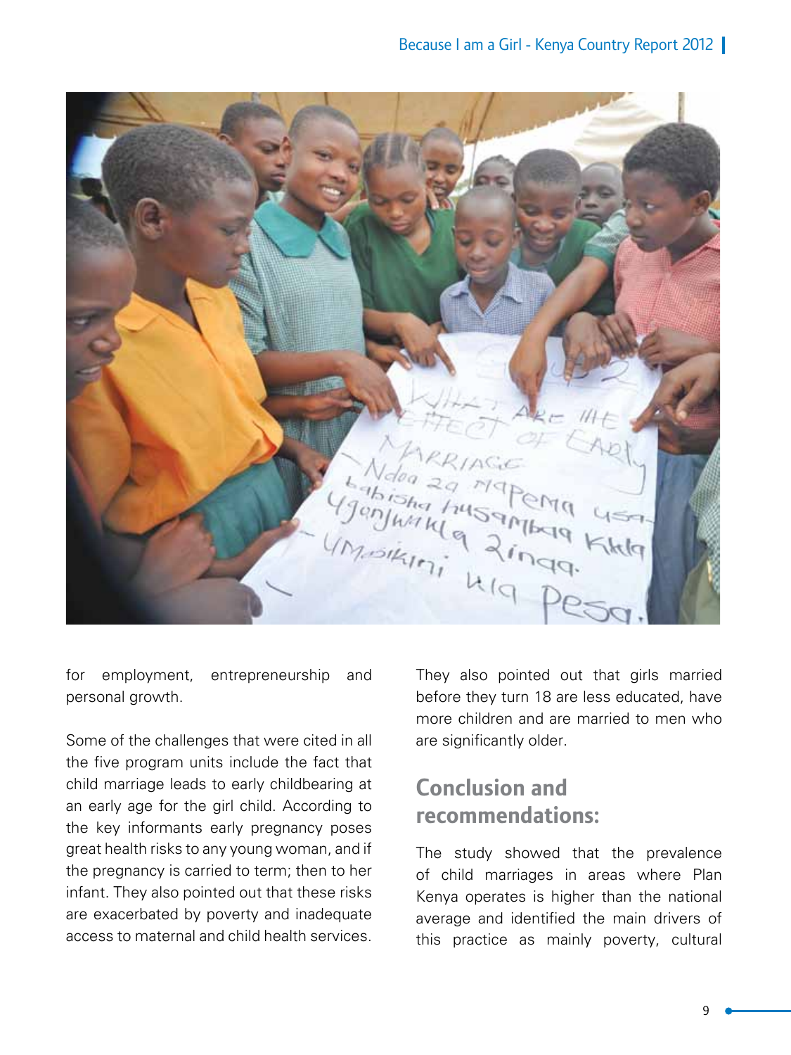for employment, entrepreneurship and personal growth.

Some of the challenges that were cited in all the five program units include the fact that child marriage leads to early childbearing at an early age for the girl child. According to the key informants early pregnancy poses great health risks to any young woman, and if the pregnancy is carried to term; then to her infant. They also pointed out that these risks are exacerbated by poverty and inadequate access to maternal and child health services. They also pointed out that girls married before they turn 18 are less educated, have more children and are married to men who are significantly older.

## Conclusion and recommendations:

The study showed that the prevalence of child marriages in areas where Plan Kenya operates is higher than the national average and identified the main drivers of this practice as mainly poverty, cultural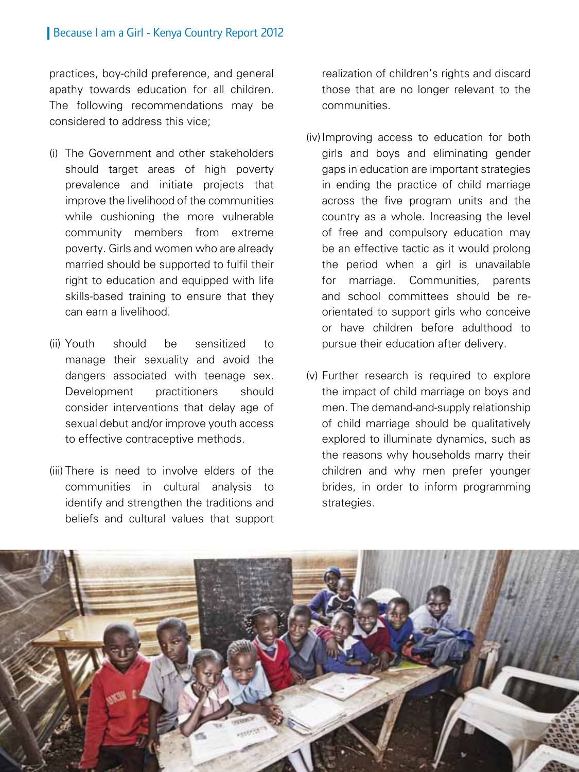practices, boy-child preference, and general apathy towards education for all children. The following recommendations may be considered to address this vice;

(i) The Government and other stakeholders should target areas of high poverty prevalence and initiate projects that improve the livelihood of the communities while cushioning the more vulnerable community members from extreme poverty. Girls and women who are already married should be supported to fulfil their right to education and equipped with life skills-based training to ensure that they can earn a livelihood.

(ii) Youth should be sensitized to manage their sexuality and avoid the dangers associated with teenage sex. Development practitioners should consider interventions that delay age of sexual debut and/or improve youth access to effective contraceptive methods.

(iii) There is need to involve elders of the communities in cultural analysis to identify and strengthen the traditions and beliefs and cultural values that support realization of children's rights and discard those that are no longer relevant to the communities.

(iv) Improving access to education for both girls and boys and eliminating gender gaps in education are important strategies in ending the practice of child marriage across the five program units and the country as a whole. Increasing the level of free and compulsory education may be an effective tactic as it would prolong the period when a girl is unavailable for marriage. Communities, parents and school committees should be re-orientated to support girls who conceive or have children before adulthood to pursue their education after delivery.

(v) Further research is required to explore the impact of child marriage on boys and men. The demand-and-supply relationship of child marriage should be qualitatively explored to illuminate dynamics, such as the reasons why households marry their children and why men prefer younger brides, in order to inform programming strategies.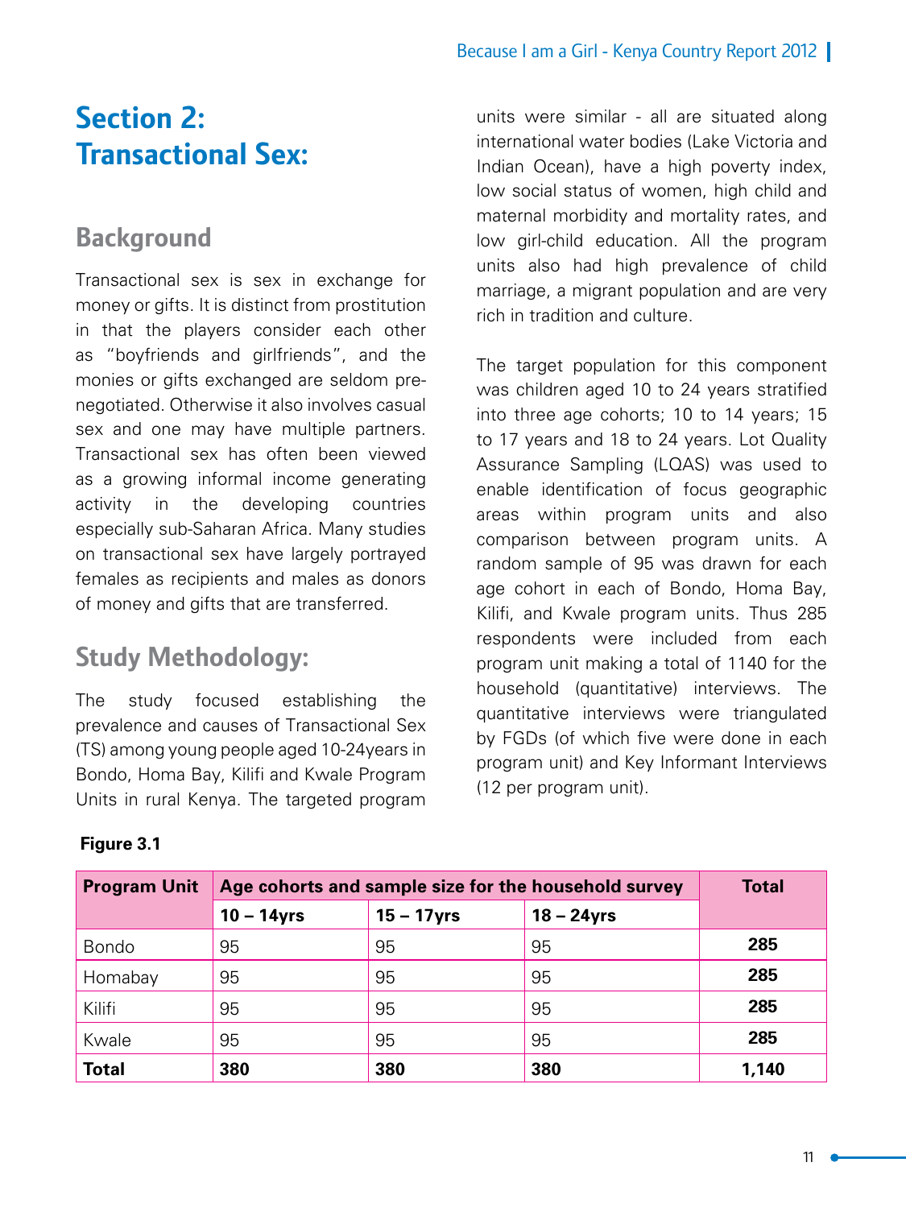# Section 2: Transactional Sex:

## Background

Transactional sex is sex in exchange for money or gifts. It is distinct from prostitution in that the players consider each other as "boyfriends and girlfriends", and the monies or gifts exchanged are seldom pre-negotiated. Otherwise it also involves casual sex and one may have multiple partners. Transactional sex has often been viewed as a growing informal income generating activity in the developing countries especially sub-Saharan Africa. Many studies on transactional sex have largely portrayed females as recipients and males as donors of money and gifts that are transferred.

## Study Methodology:

The study focused establishing the prevalence and causes of Transactional Sex (TS) among young people aged 10-24years in Bondo, Homa Bay, Kilifi and Kwale Program Units in rural Kenya. The targeted program units were similar - all are situated along international water bodies (Lake Victoria and Indian Ocean), have a high poverty index, low social status of women, high child and maternal morbidity and mortality rates, and low girl-child education. All the program units also had high prevalence of child marriage, a migrant population and are very rich in tradition and culture.

The target population for this component was children aged 10 to 24 years stratified into three age cohorts; 10 to 14 years; 15 to 17 years and 18 to 24 years. Lot Quality Assurance Sampling (LQAS) was used to enable identification of focus geographic areas within program units and also comparison between program units. A random sample of 95 was drawn for each age cohort in each of Bondo, Homa Bay, Kilifi, and Kwale program units. Thus 285 respondents were included from each program unit making a total of 1140 for the household (quantitative) interviews. The quantitative interviews were triangulated by FGDs (of which five were done in each program unit) and Key Informant Interviews (12 per program unit).

**Figure 3.1**

| Program Unit | Age cohorts and sample size for the household survey | | | Total |
|---|---|---|---|---|
| | 10 – 14yrs | 15 – 17yrs | 18 – 24yrs | |
| Bondo | 95 | 95 | 95 | **285** |
| Homabay | 95 | 95 | 95 | **285** |
| Kilifi | 95 | 95 | 95 | **285** |
| Kwale | 95 | 95 | 95 | **285** |
| **Total** | **380** | **380** | **380** | **1,140** |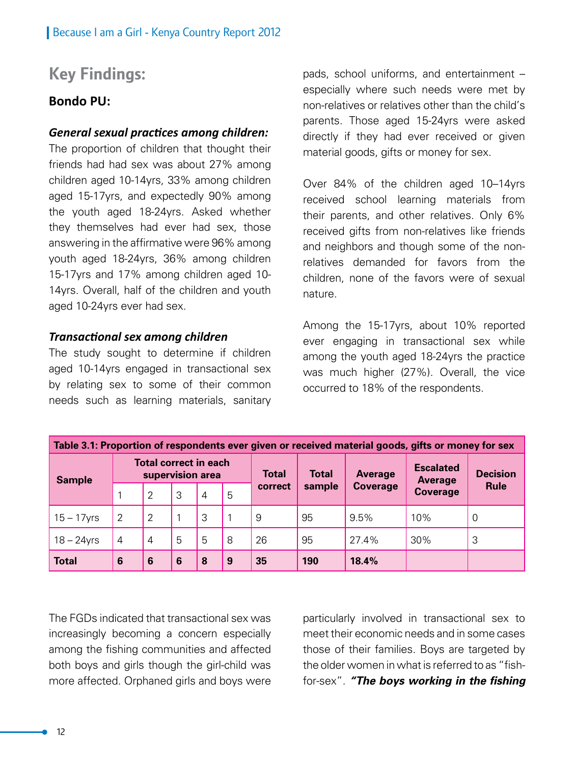## Key Findings:

### Bondo PU:

***General sexual practices among children:***

The proportion of children that thought their friends had had sex was about 27% among children aged 10-14yrs, 33% among children aged 15-17yrs, and expectedly 90% among the youth aged 18-24yrs. Asked whether they themselves had ever had sex, those answering in the affirmative were 96% among youth aged 18-24yrs, 36% among children 15-17yrs and 17% among children aged 10-14yrs. Overall, half of the children and youth aged 10-24yrs ever had sex.

***Transactional sex among children***

The study sought to determine if children aged 10-14yrs engaged in transactional sex by relating sex to some of their common needs such as learning materials, sanitary pads, school uniforms, and entertainment – especially where such needs were met by non-relatives or relatives other than the child's parents. Those aged 15-24yrs were asked directly if they had ever received or given material goods, gifts or money for sex.

Over 84% of the children aged 10–14yrs received school learning materials from their parents, and other relatives. Only 6% received gifts from non-relatives like friends and neighbors and though some of the non-relatives demanded for favors from the children, none of the favors were of sexual nature.

Among the 15-17yrs, about 10% reported ever engaging in transactional sex while among the youth aged 18-24yrs the practice was much higher (27%). Overall, the vice occurred to 18% of the respondents.

**Table 3.1: Proportion of respondents ever given or received material goods, gifts or money for sex**

| Sample | Total correct in each supervision area | | | | | Total correct | Total sample | Average Coverage | Escalated Average Coverage | Decision Rule |
|---|---|---|---|---|---|---|---|---|---|---|
| | 1 | 2 | 3 | 4 | 5 | | | | | |
| 15 – 17yrs | 2 | 2 | 1 | 3 | 1 | 9 | 95 | 9.5% | 10% | 0 |
| 18 – 24yrs | 4 | 4 | 5 | 5 | 8 | 26 | 95 | 27.4% | 30% | 3 |
| **Total** | **6** | **6** | **6** | **8** | **9** | **35** | **190** | **18.4%** | | |

The FGDs indicated that transactional sex was increasingly becoming a concern especially among the fishing communities and affected both boys and girls though the girl-child was more affected. Orphaned girls and boys were particularly involved in transactional sex to meet their economic needs and in some cases those of their families. Boys are targeted by the older women in what is referred to as "fish-for-sex". ***"The boys working in the fishing***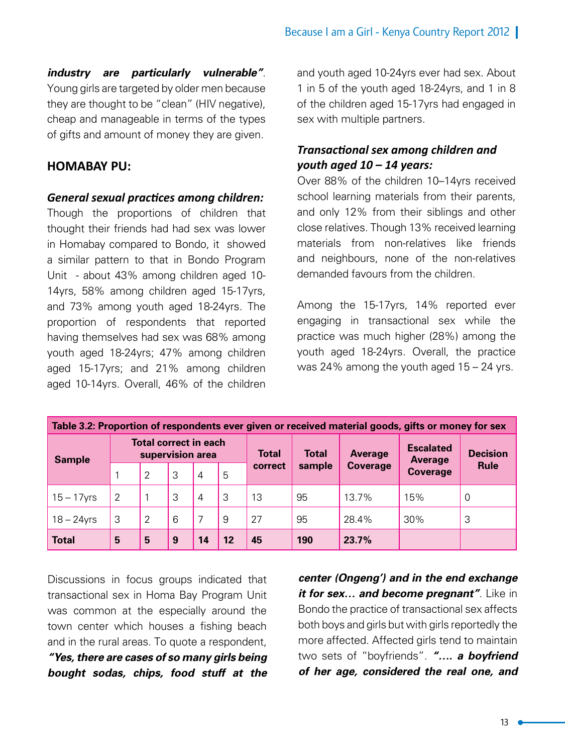***industry are particularly vulnerable"***. Young girls are targeted by older men because they are thought to be "clean" (HIV negative), cheap and manageable in terms of the types of gifts and amount of money they are given.

## HOMABAY PU:

### *General sexual practices among children:*

Though the proportions of children that thought their friends had had sex was lower in Homabay compared to Bondo, it showed a similar pattern to that in Bondo Program Unit - about 43% among children aged 10-14yrs, 58% among children aged 15-17yrs, and 73% among youth aged 18-24yrs. The proportion of respondents that reported having themselves had sex was 68% among youth aged 18-24yrs; 47% among children aged 15-17yrs; and 21% among children aged 10-14yrs. Overall, 46% of the children and youth aged 10-24yrs ever had sex. About 1 in 5 of the youth aged 18-24yrs, and 1 in 8 of the children aged 15-17yrs had engaged in sex with multiple partners.

### *Transactional sex among children and youth aged 10 – 14 years:*

Over 88% of the children 10–14yrs received school learning materials from their parents, and only 12% from their siblings and other close relatives. Though 13% received learning materials from non-relatives like friends and neighbours, none of the non-relatives demanded favours from the children.

Among the 15-17yrs, 14% reported ever engaging in transactional sex while the practice was much higher (28%) among the youth aged 18-24yrs. Overall, the practice was 24% among the youth aged 15 – 24 yrs.

**Table 3.2: Proportion of respondents ever given or received material goods, gifts or money for sex**

| Sample | Total correct in each supervision area | | | | | Total correct | Total sample | Average Coverage | Escalated Average Coverage | Decision Rule |
|---|---|---|---|---|---|---|---|---|---|---|
| | 1 | 2 | 3 | 4 | 5 | | | | | |
| 15 – 17yrs | 2 | 1 | 3 | 4 | 3 | 13 | 95 | 13.7% | 15% | 0 |
| 18 – 24yrs | 3 | 2 | 6 | 7 | 9 | 27 | 95 | 28.4% | 30% | 3 |
| **Total** | **5** | **5** | **9** | **14** | **12** | **45** | **190** | **23.7%** | | |

Discussions in focus groups indicated that transactional sex in Homa Bay Program Unit was common at the especially around the town center which houses a fishing beach and in the rural areas. To quote a respondent, ***"Yes, there are cases of so many girls being bought sodas, chips, food stuff at the center (Ongeng') and in the end exchange it for sex… and become pregnant"***. Like in Bondo the practice of transactional sex affects both boys and girls but with girls reportedly the more affected. Affected girls tend to maintain two sets of "boyfriends". ***"…. a boyfriend of her age, considered the real one, and***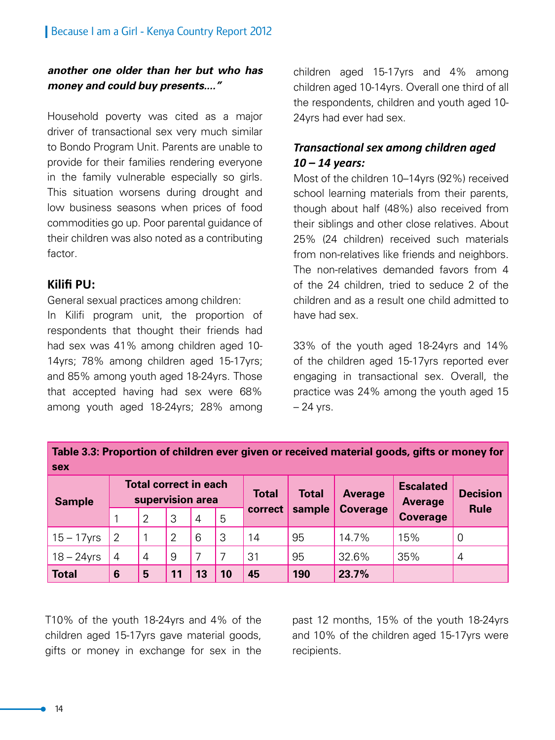***another one older than her but who has money and could buy presents…."***

Household poverty was cited as a major driver of transactional sex very much similar to Bondo Program Unit. Parents are unable to provide for their families rendering everyone in the family vulnerable especially so girls. This situation worsens during drought and low business seasons when prices of food commodities go up. Poor parental guidance of their children was also noted as a contributing factor.

### Kilifi PU:

General sexual practices among children:

In Kilifi program unit, the proportion of respondents that thought their friends had had sex was 41% among children aged 10-14yrs; 78% among children aged 15-17yrs; and 85% among youth aged 18-24yrs. Those that accepted having had sex were 68% among youth aged 18-24yrs; 28% among children aged 15-17yrs and 4% among children aged 10-14yrs. Overall one third of all the respondents, children and youth aged 10-24yrs had ever had sex.

#### *Transactional sex among children aged 10 – 14 years:*

Most of the children 10–14yrs (92%) received school learning materials from their parents, though about half (48%) also received from their siblings and other close relatives. About 25% (24 children) received such materials from non-relatives like friends and neighbors. The non-relatives demanded favors from 4 of the 24 children, tried to seduce 2 of the children and as a result one child admitted to have had sex.

33% of the youth aged 18-24yrs and 14% of the children aged 15-17yrs reported ever engaging in transactional sex. Overall, the practice was 24% among the youth aged 15 – 24 yrs.

**Table 3.3: Proportion of children ever given or received material goods, gifts or money for sex**

| Sample | Total correct in each supervision area | | | | | Total correct | Total sample | Average Coverage | Escalated Average Coverage | Decision Rule |
|---|---|---|---|---|---|---|---|---|---|---|
| | 1 | 2 | 3 | 4 | 5 | | | | | |
| 15 – 17yrs | 2 | 1 | 2 | 6 | 3 | 14 | 95 | 14.7% | 15% | 0 |
| 18 – 24yrs | 4 | 4 | 9 | 7 | 7 | 31 | 95 | 32.6% | 35% | 4 |
| **Total** | **6** | **5** | **11** | **13** | **10** | **45** | **190** | **23.7%** | | |

T10% of the youth 18-24yrs and 4% of the children aged 15-17yrs gave material goods, gifts or money in exchange for sex in the past 12 months, 15% of the youth 18-24yrs and 10% of the children aged 15-17yrs were recipients.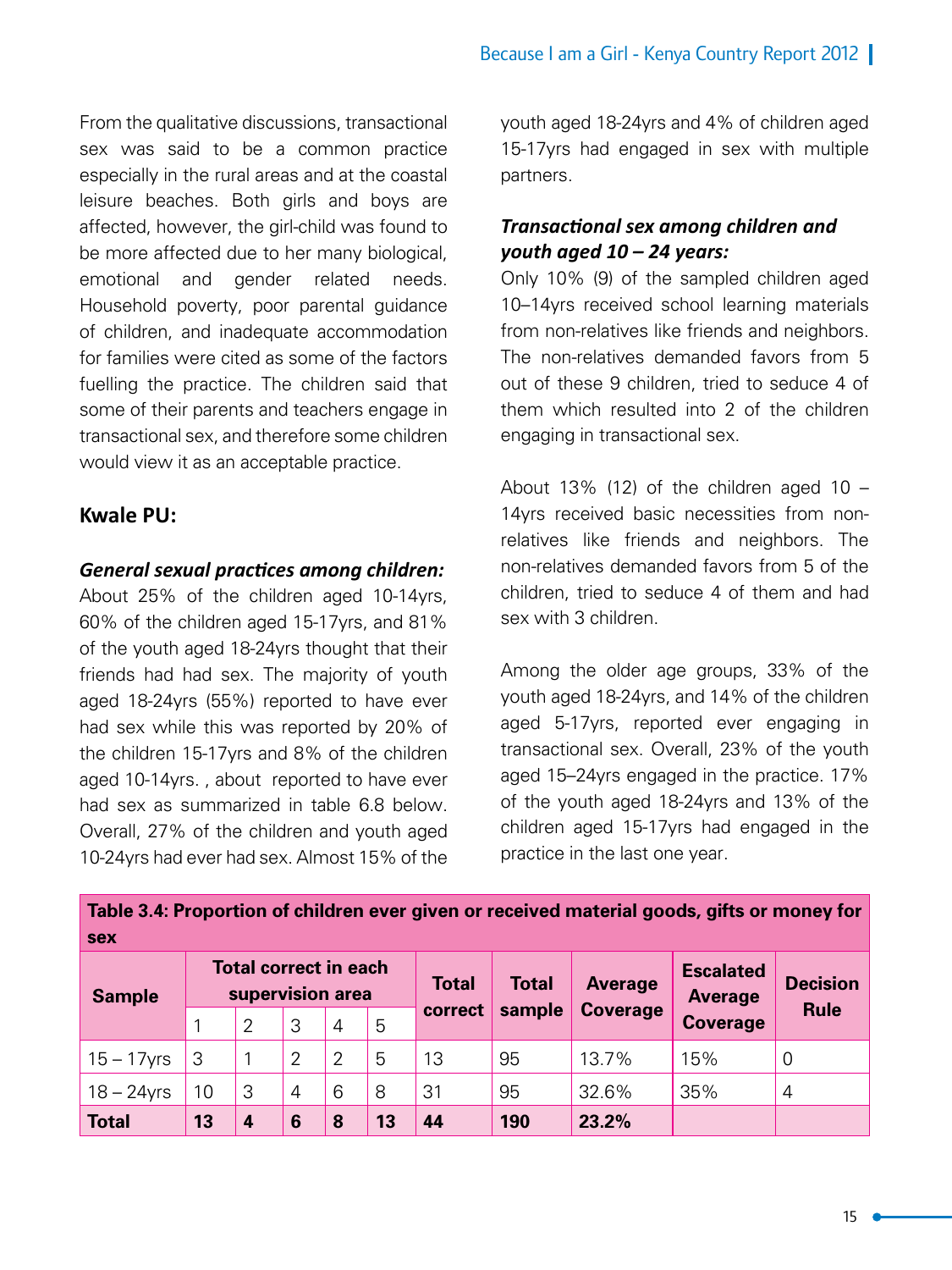From the qualitative discussions, transactional sex was said to be a common practice especially in the rural areas and at the coastal leisure beaches. Both girls and boys are affected, however, the girl-child was found to be more affected due to her many biological, emotional and gender related needs. Household poverty, poor parental guidance of children, and inadequate accommodation for families were cited as some of the factors fuelling the practice. The children said that some of their parents and teachers engage in transactional sex, and therefore some children would view it as an acceptable practice.

## Kwale PU:

### *General sexual practices among children:*

About 25% of the children aged 10-14yrs, 60% of the children aged 15-17yrs, and 81% of the youth aged 18-24yrs thought that their friends had had sex. The majority of youth aged 18-24yrs (55%) reported to have ever had sex while this was reported by 20% of the children 15-17yrs and 8% of the children aged 10-14yrs. , about reported to have ever had sex as summarized in table 6.8 below. Overall, 27% of the children and youth aged 10-24yrs had ever had sex. Almost 15% of the youth aged 18-24yrs and 4% of children aged 15-17yrs had engaged in sex with multiple partners.

### *Transactional sex among children and youth aged 10 – 24 years:*

Only 10% (9) of the sampled children aged 10–14yrs received school learning materials from non-relatives like friends and neighbors. The non-relatives demanded favors from 5 out of these 9 children, tried to seduce 4 of them which resulted into 2 of the children engaging in transactional sex.

About 13% (12) of the children aged 10 – 14yrs received basic necessities from non-relatives like friends and neighbors. The non-relatives demanded favors from 5 of the children, tried to seduce 4 of them and had sex with 3 children.

Among the older age groups, 33% of the youth aged 18-24yrs, and 14% of the children aged 5-17yrs, reported ever engaging in transactional sex. Overall, 23% of the youth aged 15–24yrs engaged in the practice. 17% of the youth aged 18-24yrs and 13% of the children aged 15-17yrs had engaged in the practice in the last one year.

**Table 3.4: Proportion of children ever given or received material goods, gifts or money for sex**

| Sample | Total correct in each supervision area | | | | | Total correct | Total sample | Average Coverage | Escalated Average Coverage | Decision Rule |
|---|---|---|---|---|---|---|---|---|---|---|
| | 1 | 2 | 3 | 4 | 5 | | | | | |
| 15 – 17yrs | 3 | 1 | 2 | 2 | 5 | 13 | 95 | 13.7% | 15% | 0 |
| 18 – 24yrs | 10 | 3 | 4 | 6 | 8 | 31 | 95 | 32.6% | 35% | 4 |
| **Total** | **13** | **4** | **6** | **8** | **13** | **44** | **190** | **23.2%** | | |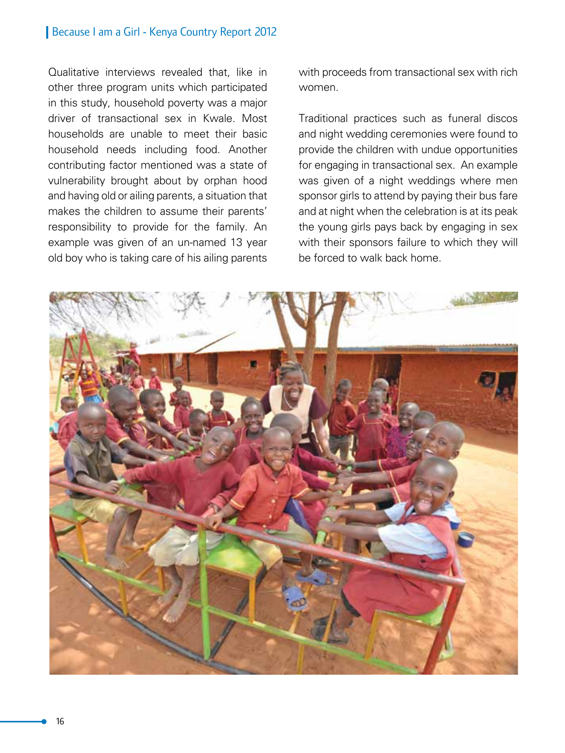Qualitative interviews revealed that, like in other three program units which participated in this study, household poverty was a major driver of transactional sex in Kwale. Most households are unable to meet their basic household needs including food. Another contributing factor mentioned was a state of vulnerability brought about by orphan hood and having old or ailing parents, a situation that makes the children to assume their parents' responsibility to provide for the family. An example was given of an un-named 13 year old boy who is taking care of his ailing parents with proceeds from transactional sex with rich women.

Traditional practices such as funeral discos and night wedding ceremonies were found to provide the children with undue opportunities for engaging in transactional sex. An example was given of a night weddings where men sponsor girls to attend by paying their bus fare and at night when the celebration is at its peak the young girls pays back by engaging in sex with their sponsors failure to which they will be forced to walk back home.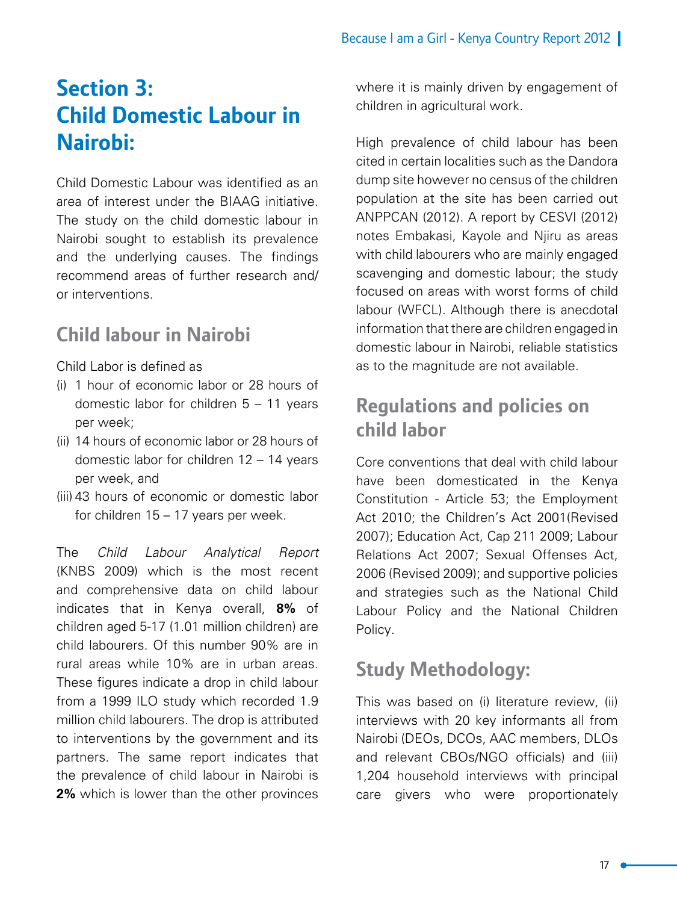# Section 3: Child Domestic Labour in Nairobi:

Child Domestic Labour was identified as an area of interest under the BIAAG initiative. The study on the child domestic labour in Nairobi sought to establish its prevalence and the underlying causes. The findings recommend areas of further research and/or interventions.

## Child labour in Nairobi

Child Labor is defined as

(i) 1 hour of economic labor or 28 hours of domestic labor for children 5 – 11 years per week;
(ii) 14 hours of economic labor or 28 hours of domestic labor for children 12 – 14 years per week, and
(iii) 43 hours of economic or domestic labor for children 15 – 17 years per week.

The *Child Labour Analytical Report* (KNBS 2009) which is the most recent and comprehensive data on child labour indicates that in Kenya overall, **8%** of children aged 5-17 (1.01 million children) are child labourers. Of this number 90% are in rural areas while 10% are in urban areas. These figures indicate a drop in child labour from a 1999 ILO study which recorded 1.9 million child labourers. The drop is attributed to interventions by the government and its partners. The same report indicates that the prevalence of child labour in Nairobi is **2%** which is lower than the other provinces where it is mainly driven by engagement of children in agricultural work.

High prevalence of child labour has been cited in certain localities such as the Dandora dump site however no census of the children population at the site has been carried out ANPPCAN (2012). A report by CESVI (2012) notes Embakasi, Kayole and Njiru as areas with child labourers who are mainly engaged scavenging and domestic labour; the study focused on areas with worst forms of child labour (WFCL). Although there is anecdotal information that there are children engaged in domestic labour in Nairobi, reliable statistics as to the magnitude are not available.

## Regulations and policies on child labor

Core conventions that deal with child labour have been domesticated in the Kenya Constitution - Article 53; the Employment Act 2010; the Children's Act 2001(Revised 2007); Education Act, Cap 211 2009; Labour Relations Act 2007; Sexual Offenses Act, 2006 (Revised 2009); and supportive policies and strategies such as the National Child Labour Policy and the National Children Policy.

## Study Methodology:

This was based on (i) literature review, (ii) interviews with 20 key informants all from Nairobi (DEOs, DCOs, AAC members, DLOs and relevant CBOs/NGO officials) and (iii) 1,204 household interviews with principal care givers who were proportionately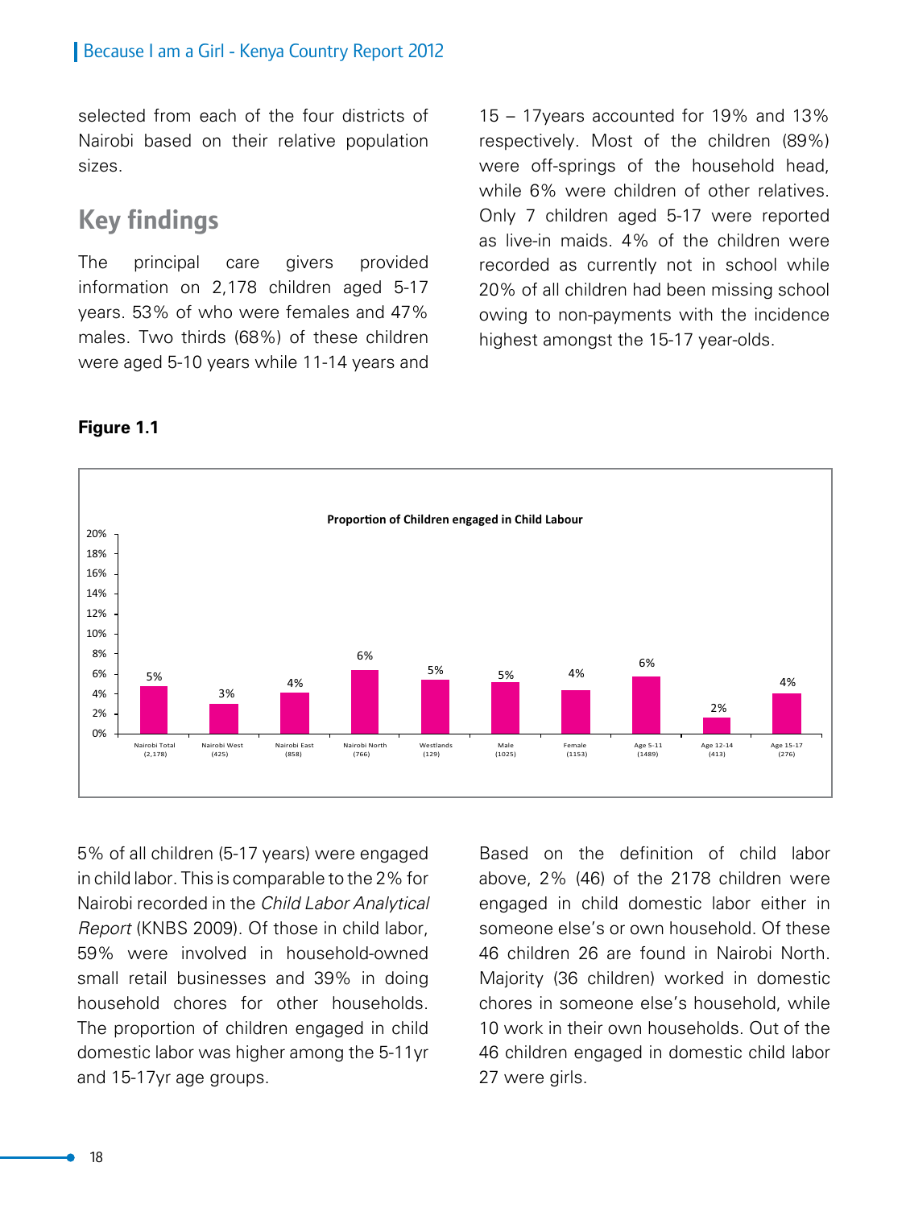selected from each of the four districts of Nairobi based on their relative population sizes.

## Key findings

The principal care givers provided information on 2,178 children aged 5-17 years. 53% of who were females and 47% males. Two thirds (68%) of these children were aged 5-10 years while 11-14 years and 15 – 17years accounted for 19% and 13% respectively. Most of the children (89%) were off-springs of the household head, while 6% were children of other relatives. Only 7 children aged 5-17 were reported as live-in maids. 4% of the children were recorded as currently not in school while 20% of all children had been missing school owing to non-payments with the incidence highest amongst the 15-17 year-olds.

**Figure 1.1**

**Proportion of Children engaged in Child Labour**

| Category | Proportion |
|---|---|
| Nairobi Total (2,178) | 5% |
| Nairobi West (425) | 3% |
| Nairobi East (858) | 4% |
| Nairobi North (766) | 6% |
| Westlands (129) | 5% |
| Male (1025) | 5% |
| Female (1153) | 4% |
| Age 5-11 (1489) | 6% |
| Age 12-14 (413) | 2% |
| Age 15-17 (276) | 4% |

5% of all children (5-17 years) were engaged in child labor. This is comparable to the 2% for Nairobi recorded in the *Child Labor Analytical Report* (KNBS 2009). Of those in child labor, 59% were involved in household-owned small retail businesses and 39% in doing household chores for other households. The proportion of children engaged in child domestic labor was higher among the 5-11yr and 15-17yr age groups.

Based on the definition of child labor above, 2% (46) of the 2178 children were engaged in child domestic labor either in someone else's or own household. Of these 46 children 26 are found in Nairobi North. Majority (36 children) worked in domestic chores in someone else's household, while 10 work in their own households. Out of the 46 children engaged in domestic child labor 27 were girls.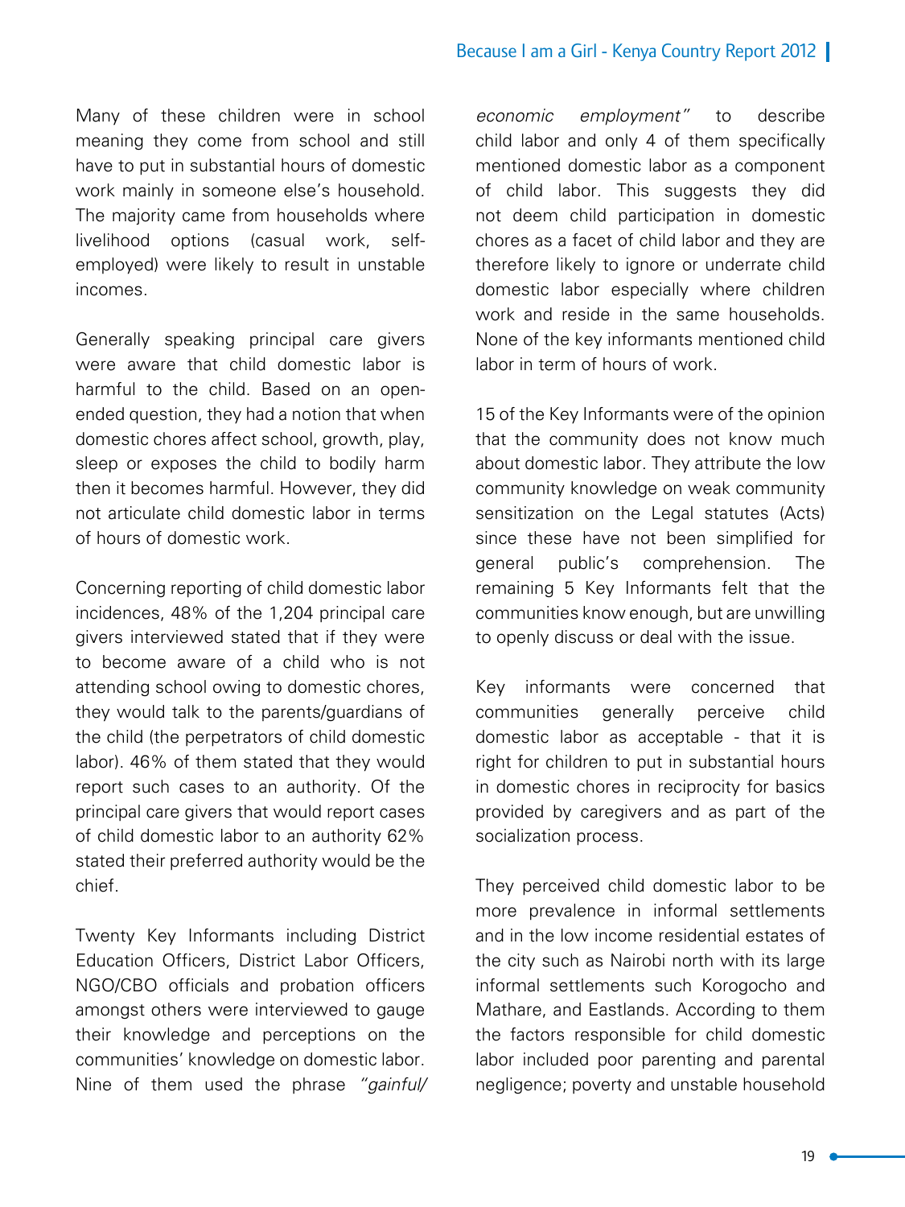Many of these children were in school meaning they come from school and still have to put in substantial hours of domestic work mainly in someone else's household. The majority came from households where livelihood options (casual work, self-employed) were likely to result in unstable incomes.

Generally speaking principal care givers were aware that child domestic labor is harmful to the child. Based on an open-ended question, they had a notion that when domestic chores affect school, growth, play, sleep or exposes the child to bodily harm then it becomes harmful. However, they did not articulate child domestic labor in terms of hours of domestic work.

Concerning reporting of child domestic labor incidences, 48% of the 1,204 principal care givers interviewed stated that if they were to become aware of a child who is not attending school owing to domestic chores, they would talk to the parents/guardians of the child (the perpetrators of child domestic labor). 46% of them stated that they would report such cases to an authority. Of the principal care givers that would report cases of child domestic labor to an authority 62% stated their preferred authority would be the chief.

Twenty Key Informants including District Education Officers, District Labor Officers, NGO/CBO officials and probation officers amongst others were interviewed to gauge their knowledge and perceptions on the communities' knowledge on domestic labor. Nine of them used the phrase *"gainful/economic employment"* to describe child labor and only 4 of them specifically mentioned domestic labor as a component of child labor. This suggests they did not deem child participation in domestic chores as a facet of child labor and they are therefore likely to ignore or underrate child domestic labor especially where children work and reside in the same households. None of the key informants mentioned child labor in term of hours of work.

15 of the Key Informants were of the opinion that the community does not know much about domestic labor. They attribute the low community knowledge on weak community sensitization on the Legal statutes (Acts) since these have not been simplified for general public's comprehension. The remaining 5 Key Informants felt that the communities know enough, but are unwilling to openly discuss or deal with the issue.

Key informants were concerned that communities generally perceive child domestic labor as acceptable - that it is right for children to put in substantial hours in domestic chores in reciprocity for basics provided by caregivers and as part of the socialization process.

They perceived child domestic labor to be more prevalence in informal settlements and in the low income residential estates of the city such as Nairobi north with its large informal settlements such Korogocho and Mathare, and Eastlands. According to them the factors responsible for child domestic labor included poor parenting and parental negligence; poverty and unstable household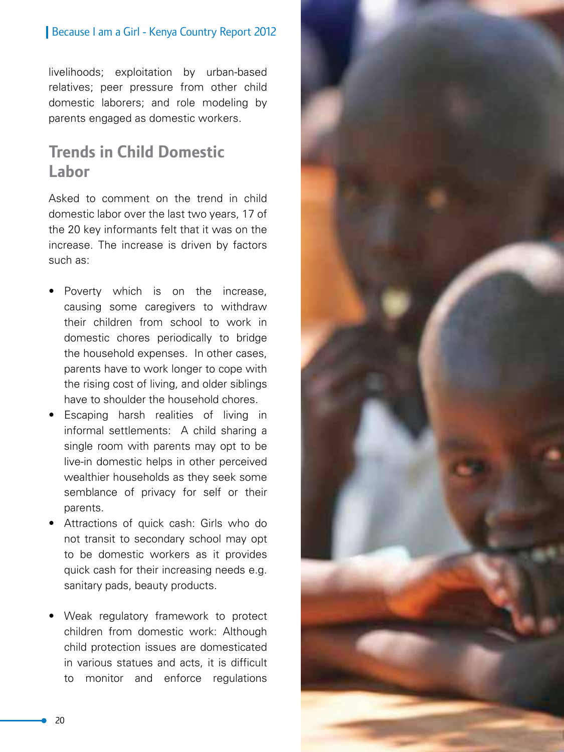livelihoods; exploitation by urban-based relatives; peer pressure from other child domestic laborers; and role modeling by parents engaged as domestic workers.

## Trends in Child Domestic Labor

Asked to comment on the trend in child domestic labor over the last two years, 17 of the 20 key informants felt that it was on the increase. The increase is driven by factors such as:

- Poverty which is on the increase, causing some caregivers to withdraw their children from school to work in domestic chores periodically to bridge the household expenses. In other cases, parents have to work longer to cope with the rising cost of living, and older siblings have to shoulder the household chores.
- Escaping harsh realities of living in informal settlements: A child sharing a single room with parents may opt to be live-in domestic helps in other perceived wealthier households as they seek some semblance of privacy for self or their parents.
- Attractions of quick cash: Girls who do not transit to secondary school may opt to be domestic workers as it provides quick cash for their increasing needs e.g. sanitary pads, beauty products.
- Weak regulatory framework to protect children from domestic work: Although child protection issues are domesticated in various statues and acts, it is difficult to monitor and enforce regulations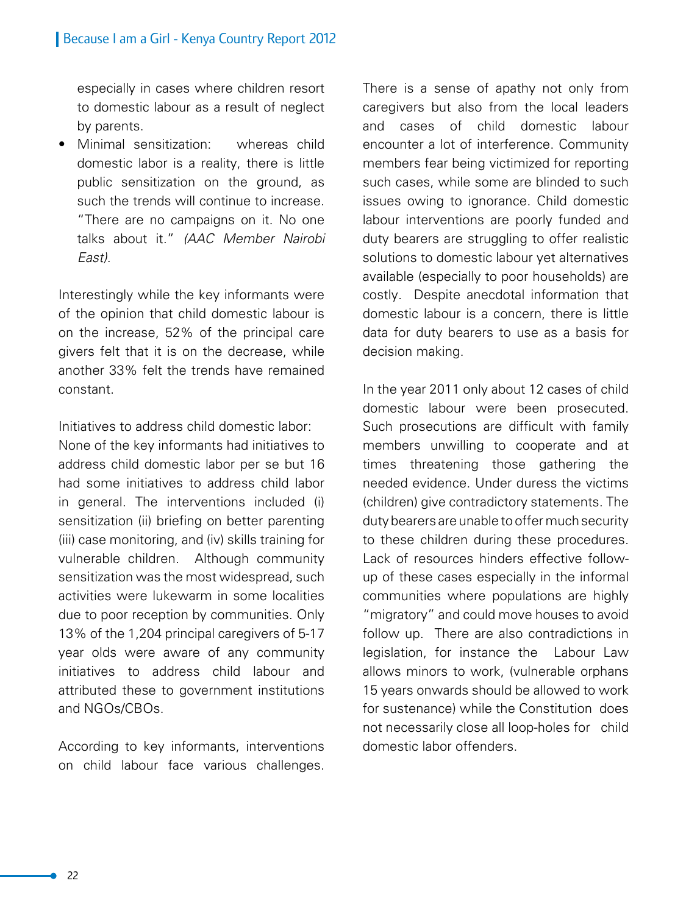especially in cases where children resort to domestic labour as a result of neglect by parents.

- Minimal sensitization: whereas child domestic labor is a reality, there is little public sensitization on the ground, as such the trends will continue to increase. "There are no campaigns on it. No one talks about it." *(AAC Member Nairobi East).*

Interestingly while the key informants were of the opinion that child domestic labour is on the increase, 52% of the principal care givers felt that it is on the decrease, while another 33% felt the trends have remained constant.

Initiatives to address child domestic labor:
None of the key informants had initiatives to address child domestic labor per se but 16 had some initiatives to address child labor in general. The interventions included (i) sensitization (ii) briefing on better parenting (iii) case monitoring, and (iv) skills training for vulnerable children. Although community sensitization was the most widespread, such activities were lukewarm in some localities due to poor reception by communities. Only 13% of the 1,204 principal caregivers of 5-17 year olds were aware of any community initiatives to address child labour and attributed these to government institutions and NGOs/CBOs.

According to key informants, interventions on child labour face various challenges. There is a sense of apathy not only from caregivers but also from the local leaders and cases of child domestic labour encounter a lot of interference. Community members fear being victimized for reporting such cases, while some are blinded to such issues owing to ignorance. Child domestic labour interventions are poorly funded and duty bearers are struggling to offer realistic solutions to domestic labour yet alternatives available (especially to poor households) are costly. Despite anecdotal information that domestic labour is a concern, there is little data for duty bearers to use as a basis for decision making.

In the year 2011 only about 12 cases of child domestic labour were been prosecuted. Such prosecutions are difficult with family members unwilling to cooperate and at times threatening those gathering the needed evidence. Under duress the victims (children) give contradictory statements. The duty bearers are unable to offer much security to these children during these procedures. Lack of resources hinders effective follow-up of these cases especially in the informal communities where populations are highly "migratory" and could move houses to avoid follow up. There are also contradictions in legislation, for instance the Labour Law allows minors to work, (vulnerable orphans 15 years onwards should be allowed to work for sustenance) while the Constitution does not necessarily close all loop-holes for child domestic labor offenders.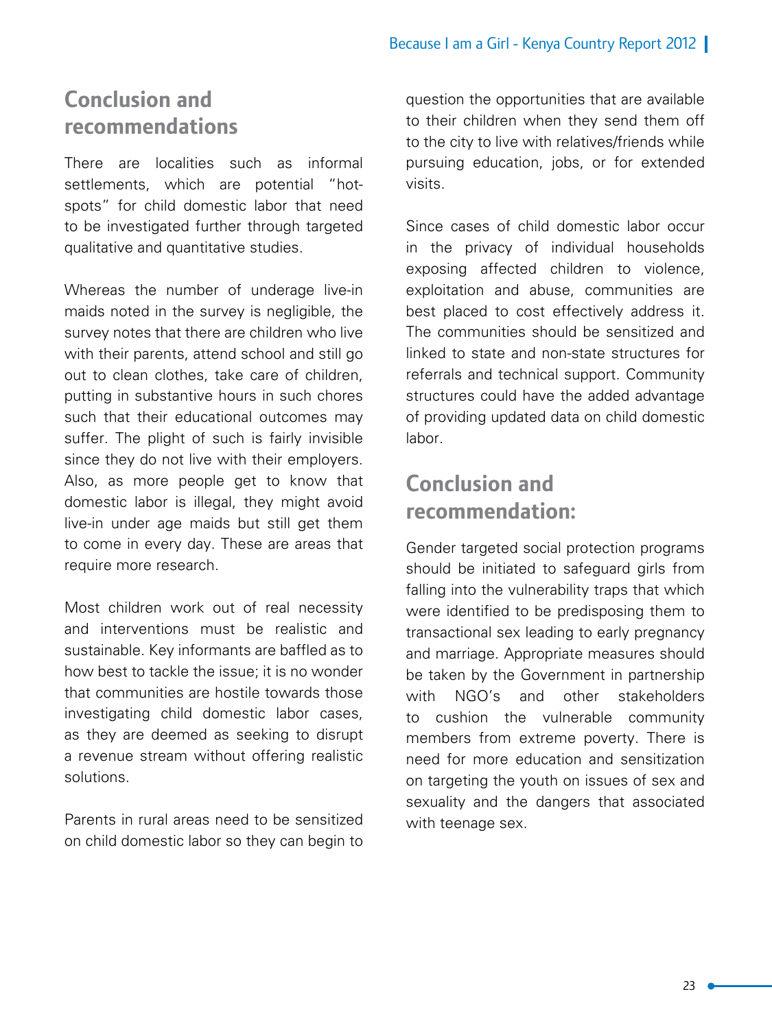## Conclusion and recommendations

There are localities such as informal settlements, which are potential "hot-spots" for child domestic labor that need to be investigated further through targeted qualitative and quantitative studies.

Whereas the number of underage live-in maids noted in the survey is negligible, the survey notes that there are children who live with their parents, attend school and still go out to clean clothes, take care of children, putting in substantive hours in such chores such that their educational outcomes may suffer. The plight of such is fairly invisible since they do not live with their employers. Also, as more people get to know that domestic labor is illegal, they might avoid live-in under age maids but still get them to come in every day. These are areas that require more research.

Most children work out of real necessity and interventions must be realistic and sustainable. Key informants are baffled as to how best to tackle the issue; it is no wonder that communities are hostile towards those investigating child domestic labor cases, as they are deemed as seeking to disrupt a revenue stream without offering realistic solutions.

Parents in rural areas need to be sensitized on child domestic labor so they can begin to question the opportunities that are available to their children when they send them off to the city to live with relatives/friends while pursuing education, jobs, or for extended visits.

Since cases of child domestic labor occur in the privacy of individual households exposing affected children to violence, exploitation and abuse, communities are best placed to cost effectively address it. The communities should be sensitized and linked to state and non-state structures for referrals and technical support. Community structures could have the added advantage of providing updated data on child domestic labor.

## Conclusion and recommendation:

Gender targeted social protection programs should be initiated to safeguard girls from falling into the vulnerability traps that which were identified to be predisposing them to transactional sex leading to early pregnancy and marriage. Appropriate measures should be taken by the Government in partnership with NGO's and other stakeholders to cushion the vulnerable community members from extreme poverty. There is need for more education and sensitization on targeting the youth on issues of sex and sexuality and the dangers that associated with teenage sex.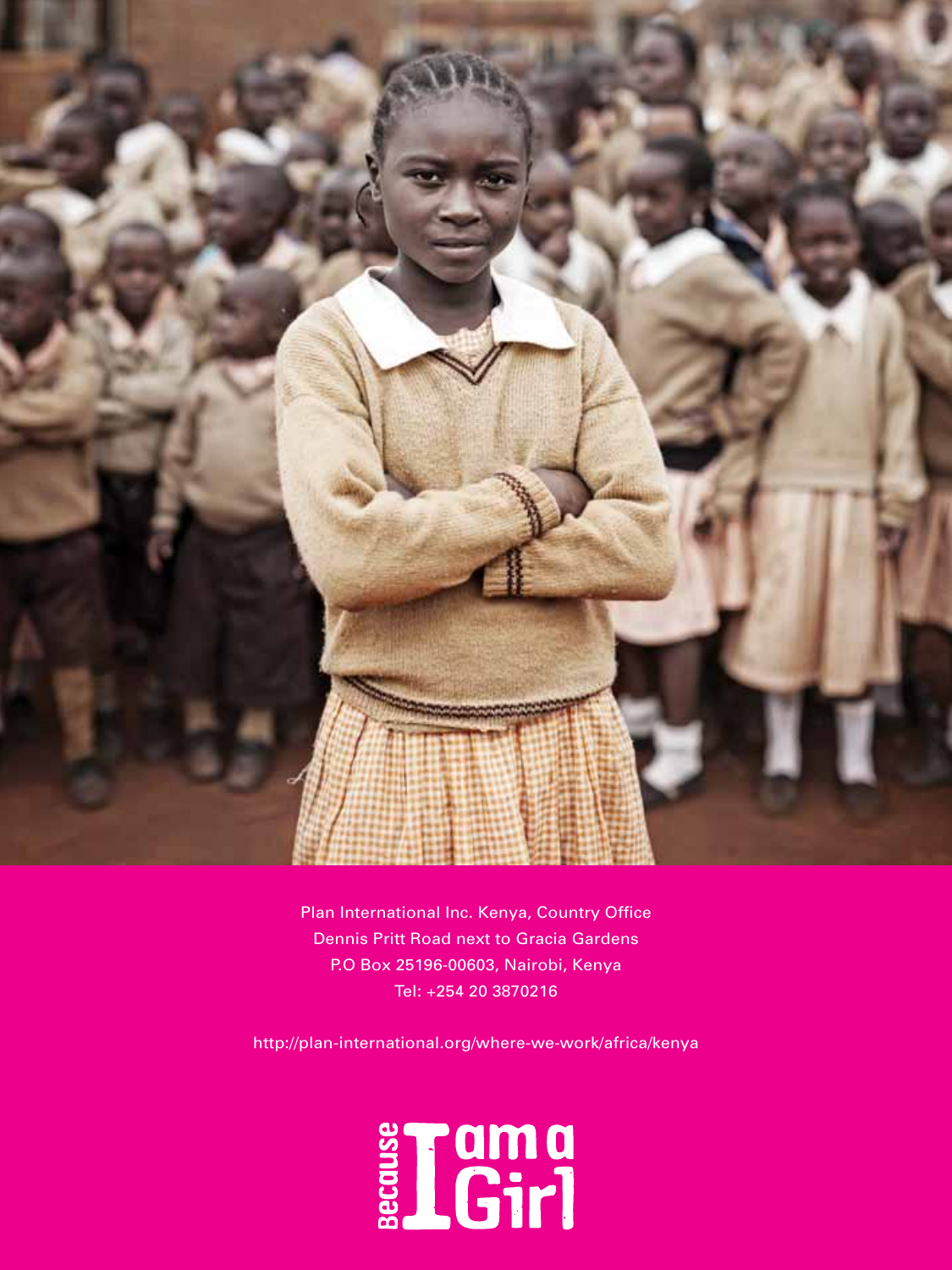Plan International Inc. Kenya, Country Office
Dennis Pritt Road next to Gracia Gardens
P.O Box 25196-00603, Nairobi, Kenya
Tel: +254 20 3870216

http://plan-international.org/where-we-work/africa/kenya

Because I am a Girl